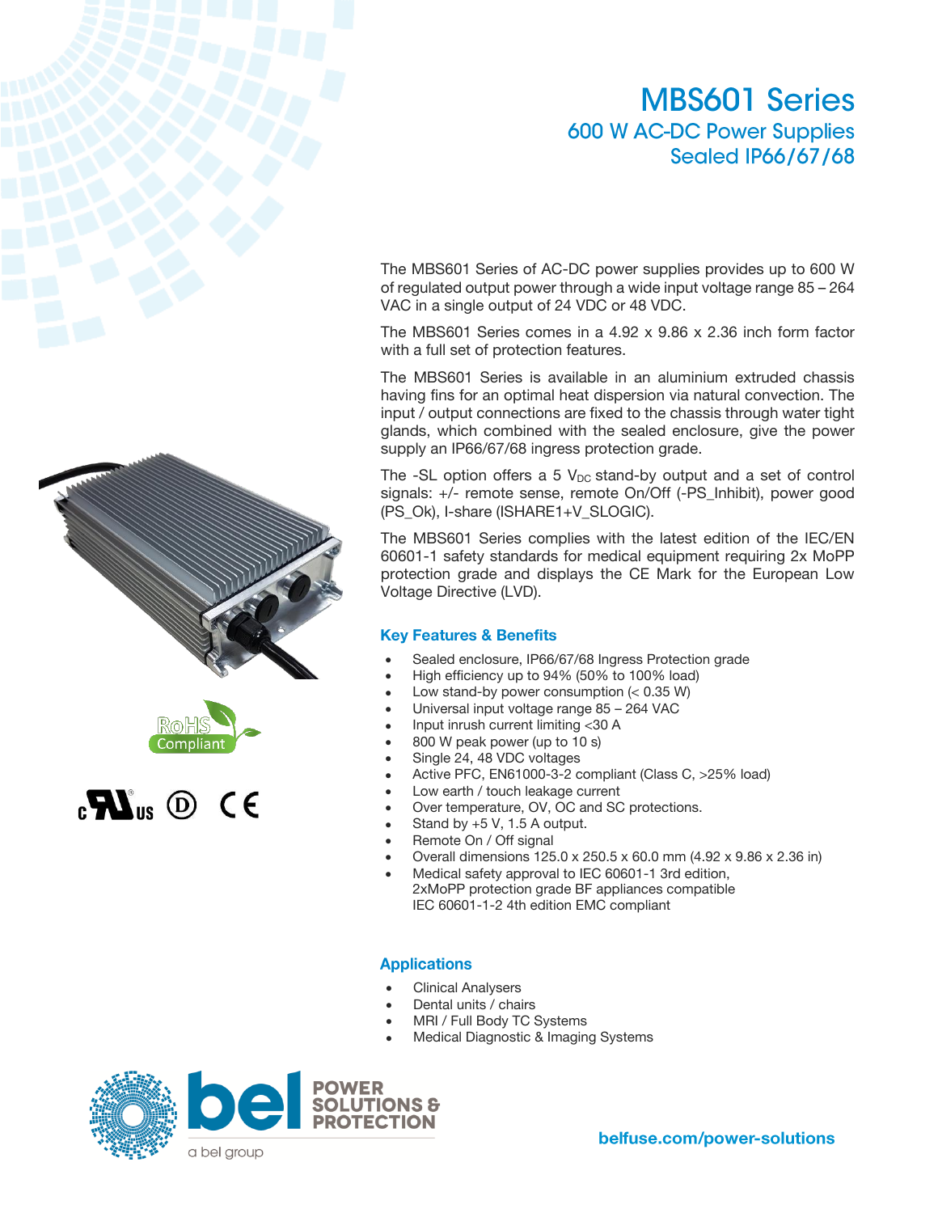# MBS601 Series

## 600 W AC-DC Power Supplies
## Sealed IP66/67/68

The MBS601 Series of AC-DC power supplies provides up to 600 W of regulated output power through a wide input voltage range 85 – 264 VAC in a single output of 24 VDC or 48 VDC.

The MBS601 Series comes in a 4.92 x 9.86 x 2.36 inch form factor with a full set of protection features.

The MBS601 Series is available in an aluminium extruded chassis having fins for an optimal heat dispersion via natural convection. The input / output connections are fixed to the chassis through water tight glands, which combined with the sealed enclosure, give the power supply an IP66/67/68 ingress protection grade.

The -SL option offers a 5 $V_{DC}$ stand-by output and a set of control signals: +/- remote sense, remote On/Off (-PS_Inhibit), power good (PS_Ok), I-share (ISHARE1+V_SLOGIC).

The MBS601 Series complies with the latest edition of the IEC/EN 60601-1 safety standards for medical equipment requiring 2x MoPP protection grade and displays the CE Mark for the European Low Voltage Directive (LVD).

RoHS Compliant

### Key Features & Benefits

- Sealed enclosure, IP66/67/68 Ingress Protection grade
- High efficiency up to 94% (50% to 100% load)
- Low stand-by power consumption (< 0.35 W)
- Universal input voltage range 85 – 264 VAC
- Input inrush current limiting <30 A
- 800 W peak power (up to 10 s)
- Single 24, 48 VDC voltages
- Active PFC, EN61000-3-2 compliant (Class C, >25% load)
- Low earth / touch leakage current
- Over temperature, OV, OC and SC protections.
- Stand by +5 V, 1.5 A output.
- Remote On / Off signal
- Overall dimensions 125.0 x 250.5 x 60.0 mm (4.92 x 9.86 x 2.36 in)
- Medical safety approval to IEC 60601-1 3rd edition, 2xMoPP protection grade BF appliances compatible IEC 60601-1-2 4th edition EMC compliant

### Applications

- Clinical Analysers
- Dental units / chairs
- MRI / Full Body TC Systems
- Medical Diagnostic & Imaging Systems

bel POWER SOLUTIONS & PROTECTION
a bel group

belfuse.com/power-solutions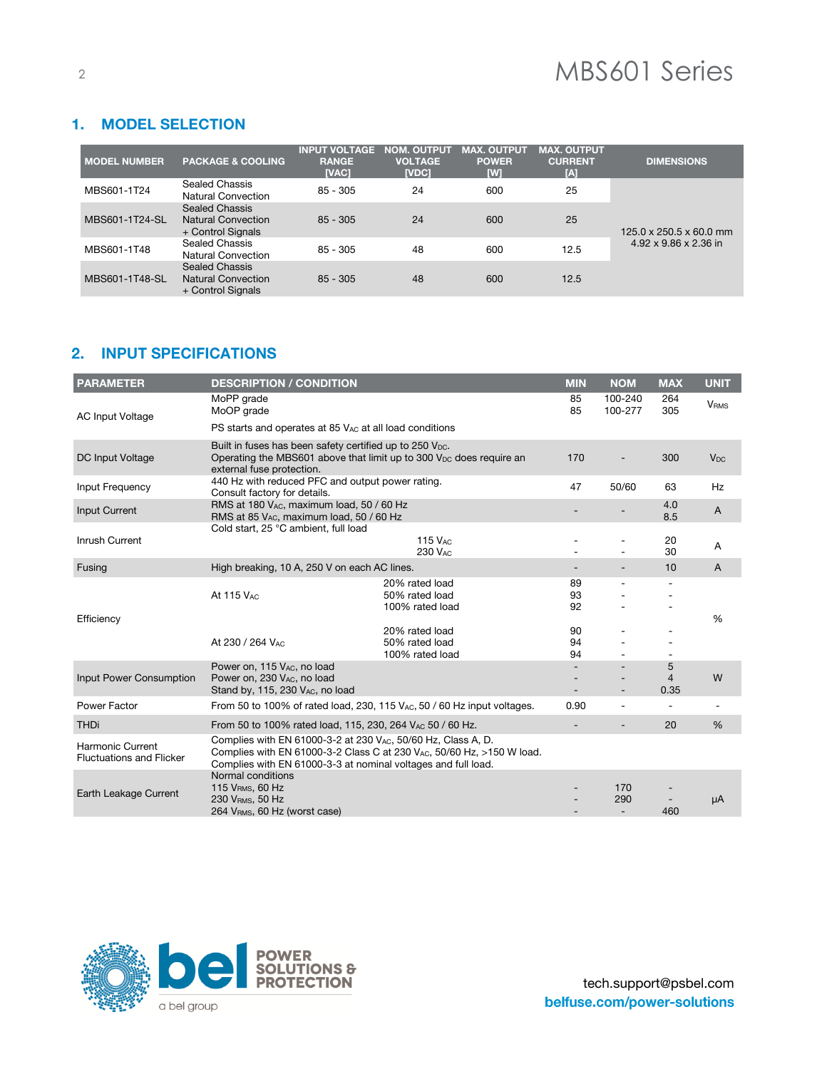## 1. MODEL SELECTION

| MODEL NUMBER | PACKAGE & COOLING | INPUT VOLTAGE RANGE [VAC] | NOM. OUTPUT VOLTAGE [VDC] | MAX. OUTPUT POWER [W] | MAX. OUTPUT CURRENT [A] | DIMENSIONS |
|---|---|---|---|---|---|---|
| MBS601-1T24 | Sealed Chassis Natural Convection | 85 - 305 | 24 | 600 | 25 | 125.0 x 250.5 x 60.0 mm 4.92 x 9.86 x 2.36 in |
| MBS601-1T24-SL | Sealed Chassis Natural Convection + Control Signals | 85 - 305 | 24 | 600 | 25 | |
| MBS601-1T48 | Sealed Chassis Natural Convection | 85 - 305 | 48 | 600 | 12.5 | |
| MBS601-1T48-SL | Sealed Chassis Natural Convection + Control Signals | 85 - 305 | 48 | 600 | 12.5 | |

## 2. INPUT SPECIFICATIONS

| PARAMETER | DESCRIPTION / CONDITION | | MIN | NOM | MAX | UNIT |
|---|---|---|---|---|---|---|
| AC Input Voltage | MoPP grade<br>MoOP grade | | 85<br>85 | 100-240<br>100-277 | 264<br>305 | $V_{RMS}$ |
| | PS starts and operates at 85 $V_{AC}$ at all load conditions | | | | | |
| DC Input Voltage | Built in fuses has been safety certified up to 250 $V_{DC}$. Operating the MBS601 above that limit up to 300 $V_{DC}$ does require an external fuse protection. | | 170 | - | 300 | $V_{DC}$ |
| Input Frequency | 440 Hz with reduced PFC and output power rating. Consult factory for details. | | 47 | 50/60 | 63 | Hz |
| Input Current | RMS at 180 $V_{AC}$, maximum load, 50 / 60 Hz<br>RMS at 85 $V_{AC}$, maximum load, 50 / 60 Hz | | - | - | 4.0<br>8.5 | A |
| Inrush Current | Cold start, 25 °C ambient, full load | 115 $V_{AC}$<br>230 $V_{AC}$ | -<br>- | -<br>- | 20<br>30 | A |
| Fusing | High breaking, 10 A, 250 V on each AC lines. | | - | - | 10 | A |
| Efficiency | At 115 $V_{AC}$ | 20% rated load<br>50% rated load<br>100% rated load | 89<br>93<br>92 | -<br>-<br>- | -<br>-<br>- | % |
| | At 230 / 264 $V_{AC}$ | 20% rated load<br>50% rated load<br>100% rated load | 90<br>94<br>94 | -<br>-<br>- | -<br>-<br>- | |
| Input Power Consumption | Power on, 115 $V_{AC}$, no load<br>Power on, 230 $V_{AC}$, no load<br>Stand by, 115, 230 $V_{AC}$, no load | | -<br>-<br>- | -<br>-<br>- | 5<br>4<br>0.35 | W |
| Power Factor | From 50 to 100% of rated load, 230, 115 $V_{AC}$, 50 / 60 Hz input voltages. | | 0.90 | - | - | - |
| THDi | From 50 to 100% rated load, 115, 230, 264 $V_{AC}$ 50 / 60 Hz. | | - | - | 20 | % |
| Harmonic Current Fluctuations and Flicker | Complies with EN 61000-3-2 at 230 $V_{AC}$, 50/60 Hz, Class A, D.<br>Complies with EN 61000-3-2 Class C at 230 $V_{AC}$, 50/60 Hz, >150 W load.<br>Complies with EN 61000-3-3 at nominal voltages and full load. | | | | | |
| Earth Leakage Current | Normal conditions<br>115 $V_{RMS}$, 60 Hz<br>230 $V_{RMS}$, 50 Hz<br>264 $V_{RMS}$, 60 Hz (worst case) | | -<br>-<br>- | 170<br>290<br>- | -<br>-<br>460 | µA |

tech.support@psbel.com
belfuse.com/power-solutions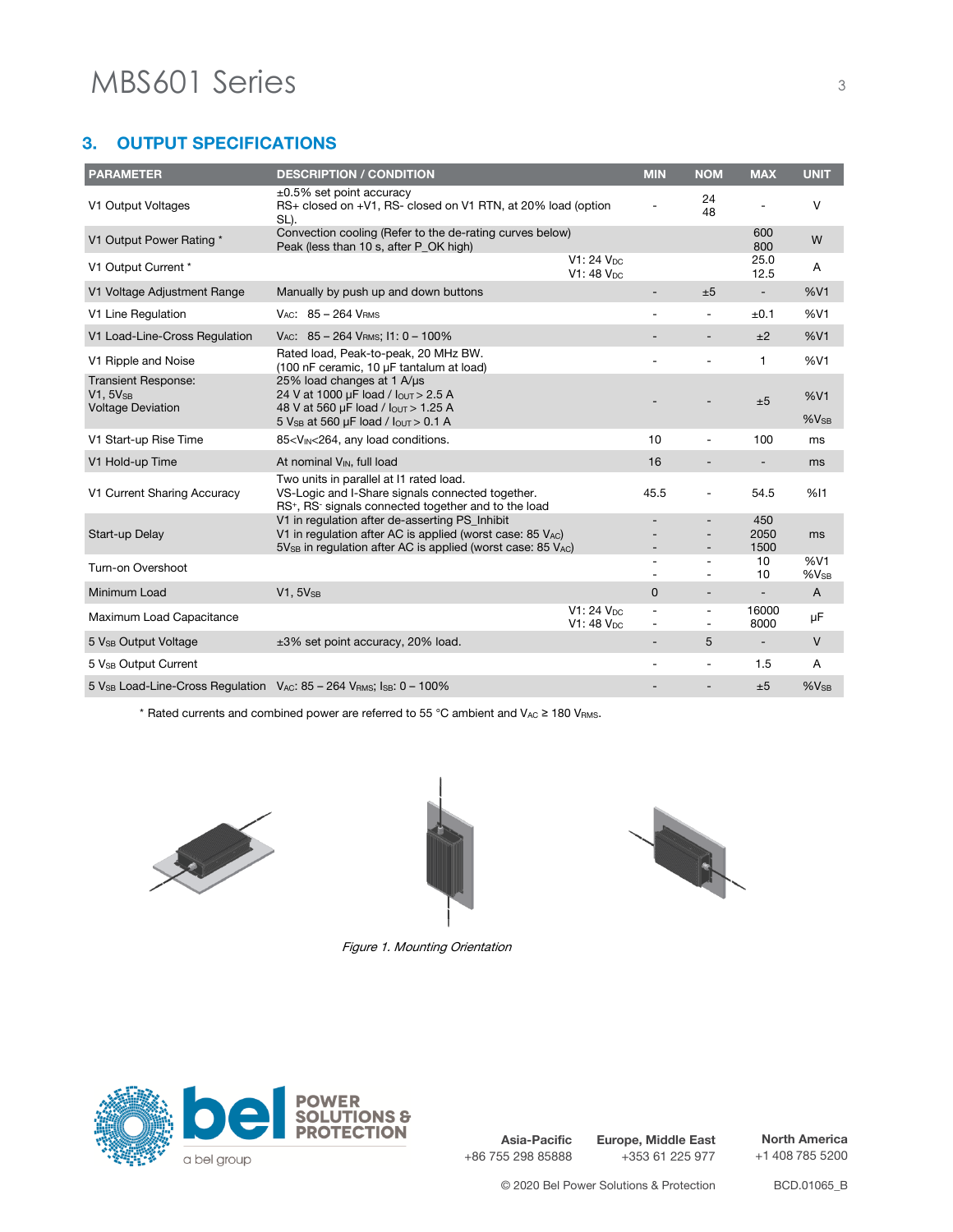## 3. OUTPUT SPECIFICATIONS

| PARAMETER | DESCRIPTION / CONDITION | MIN | NOM | MAX | UNIT |
|---|---|---|---|---|---|
| V1 Output Voltages | ±0.5% set point accuracy<br>RS+ closed on +V1, RS- closed on V1 RTN, at 20% load (option SL). | - | 24<br>48 | - | V |
| V1 Output Power Rating * | Convection cooling (Refer to the de-rating curves below)<br>Peak (less than 10 s, after P_OK high) | | | 600<br>800 | W |
| V1 Output Current * | V1: 24 $V_{DC}$<br>V1: 48 $V_{DC}$ | | | 25.0<br>12.5 | A |
| V1 Voltage Adjustment Range | Manually by push up and down buttons | - | ±5 | - | %V1 |
| V1 Line Regulation | $V_{AC}$: 85 – 264 $V_{RMS}$ | - | - | ±0.1 | %V1 |
| V1 Load-Line-Cross Regulation | $V_{AC}$: 85 – 264 $V_{RMS}$; I1: 0 – 100% | - | - | ±2 | %V1 |
| V1 Ripple and Noise | Rated load, Peak-to-peak, 20 MHz BW.<br>(100 nF ceramic, 10 µF tantalum at load) | - | - | 1 | %V1 |
| Transient Response:<br>V1, $5V_{SB}$<br>Voltage Deviation | 25% load changes at 1 A/µs<br>24 V at 1000 µF load / $I_{OUT}$ > 2.5 A<br>48 V at 560 µF load / $I_{OUT}$ > 1.25 A<br>5 $V_{SB}$ at 560 µF load / $I_{OUT}$ > 0.1 A | - | - | ±5 | %V1<br>%$V_{SB}$ |
| V1 Start-up Rise Time | 85<$V_{IN}$<264, any load conditions. | 10 | - | 100 | ms |
| V1 Hold-up Time | At nominal $V_{IN}$, full load | 16 | - | - | ms |
| V1 Current Sharing Accuracy | Two units in parallel at I1 rated load.<br>VS-Logic and I-Share signals connected together.<br>RS+, RS- signals connected together and to the load | 45.5 | - | 54.5 | %I1 |
| Start-up Delay | V1 in regulation after de-asserting PS_Inhibit<br>V1 in regulation after AC is applied (worst case: 85 $V_{AC}$)<br>$5V_{SB}$ in regulation after AC is applied (worst case: 85 $V_{AC}$) | -<br>-<br>- | -<br>-<br>- | 450<br>2050<br>1500 | ms |
| Turn-on Overshoot | | -<br>- | -<br>- | 10<br>10 | %V1<br>%$V_{SB}$ |
| Minimum Load | V1, $5V_{SB}$ | 0 | - | - | A |
| Maximum Load Capacitance | V1: 24 $V_{DC}$<br>V1: 48 $V_{DC}$ | -<br>- | -<br>- | 16000<br>8000 | µF |
| 5 $V_{SB}$ Output Voltage | ±3% set point accuracy, 20% load. | - | 5 | - | V |
| 5 $V_{SB}$ Output Current | | - | - | 1.5 | A |
| 5 $V_{SB}$ Load-Line-Cross Regulation | $V_{AC}$: 85 – 264 $V_{RMS}$; $I_{SB}$: 0 – 100% | - | - | ±5 | %$V_{SB}$ |

* Rated currents and combined power are referred to 55 °C ambient and $V_{AC}$ ≥ 180 $V_{RMS}$.

*Figure 1. Mounting Orientation*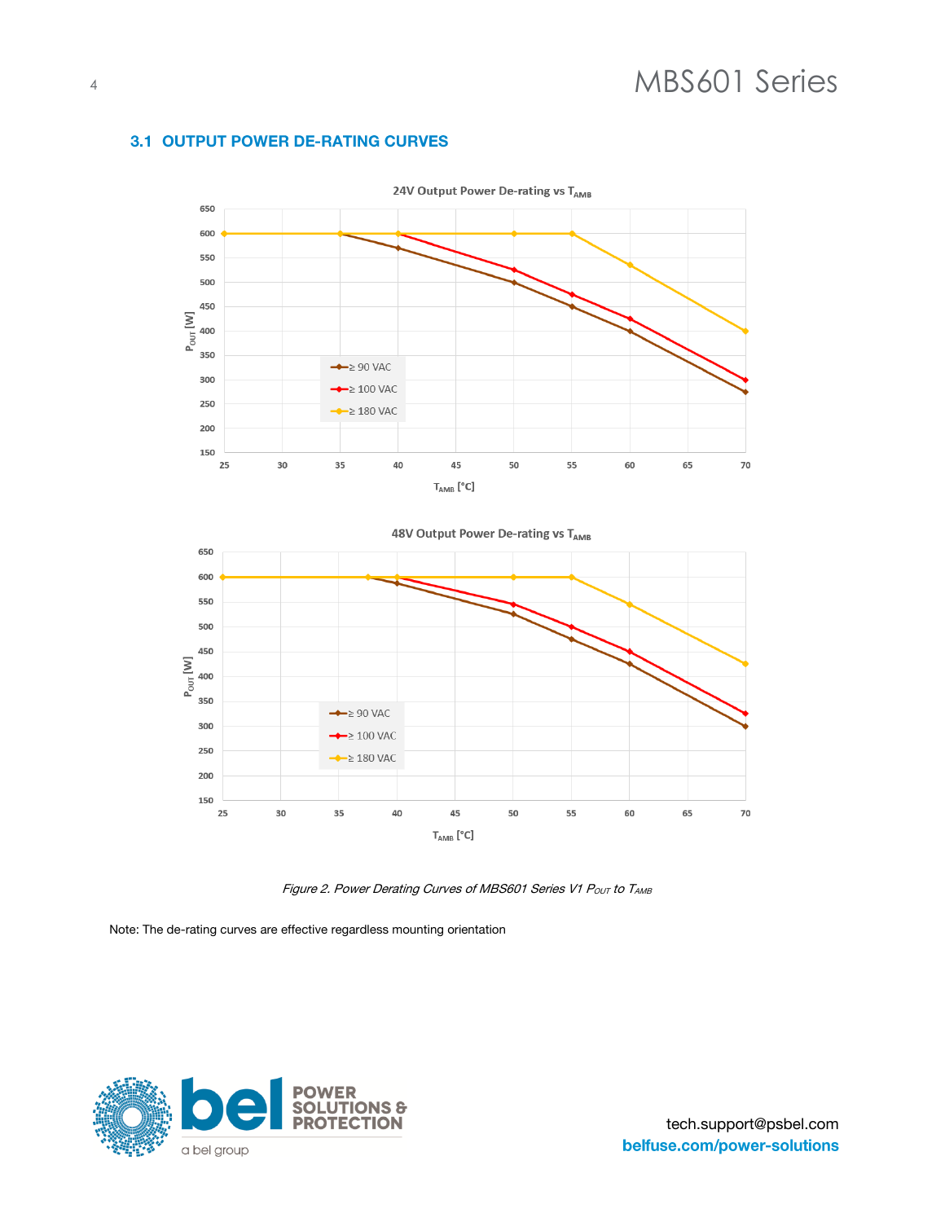## 3.1 OUTPUT POWER DE-RATING CURVES

*Figure 2. Power Derating Curves of MBS601 Series V1 $P_{OUT}$ to $T_{AMB}$*

Note: The de-rating curves are effective regardless mounting orientation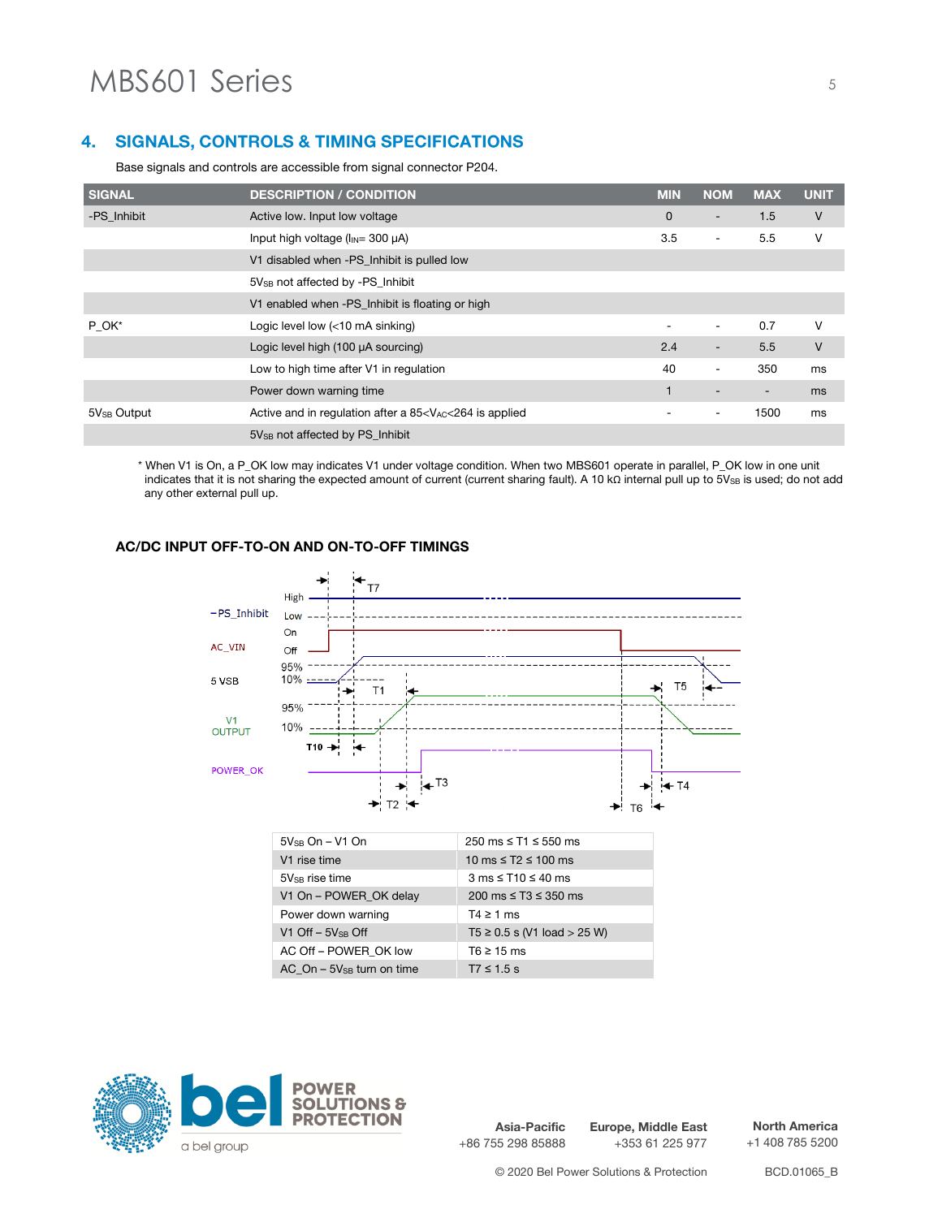## 4. SIGNALS, CONTROLS & TIMING SPECIFICATIONS

Base signals and controls are accessible from signal connector P204.

| SIGNAL | DESCRIPTION / CONDITION | MIN | NOM | MAX | UNIT |
|---|---|---|---|---|---|
| -PS_Inhibit | Active low. Input low voltage | 0 | - | 1.5 | V |
| | Input high voltage ($I_{IN}$= 300 µA) | 3.5 | - | 5.5 | V |
| | V1 disabled when -PS_Inhibit is pulled low | | | | |
| | $5V_{SB}$ not affected by -PS_Inhibit | | | | |
| | V1 enabled when -PS_Inhibit is floating or high | | | | |
| P_OK* | Logic level low (<10 mA sinking) | - | - | 0.7 | V |
| | Logic level high (100 µA sourcing) | 2.4 | - | 5.5 | V |
| | Low to high time after V1 in regulation | 40 | - | 350 | ms |
| | Power down warning time | 1 | - | - | ms |
| $5V_{SB}$ Output | Active and in regulation after a $85<V_{AC}<264$ is applied | - | - | 1500 | ms |
| | $5V_{SB}$ not affected by PS_Inhibit | | | | |

\* When V1 is On, a P_OK low may indicates V1 under voltage condition. When two MBS601 operate in parallel, P_OK low in one unit indicates that it is not sharing the expected amount of current (current sharing fault). A 10 kΩ internal pull up to $5V_{SB}$ is used; do not add any other external pull up.

### AC/DC INPUT OFF-TO-ON AND ON-TO-OFF TIMINGS

| | |
|---|---|
| $5V_{SB}$ On – V1 On | 250 ms ≤ T1 ≤ 550 ms |
| V1 rise time | 10 ms ≤ T2 ≤ 100 ms |
| $5V_{SB}$ rise time | 3 ms ≤ T10 ≤ 40 ms |
| V1 On – POWER_OK delay | 200 ms ≤ T3 ≤ 350 ms |
| Power down warning | T4 ≥ 1 ms |
| V1 Off – $5V_{SB}$ Off | T5 ≥ 0.5 s (V1 load > 25 W) |
| AC Off – POWER_OK low | T6 ≥ 15 ms |
| AC_On – $5V_{SB}$ turn on time | T7 ≤ 1.5 s |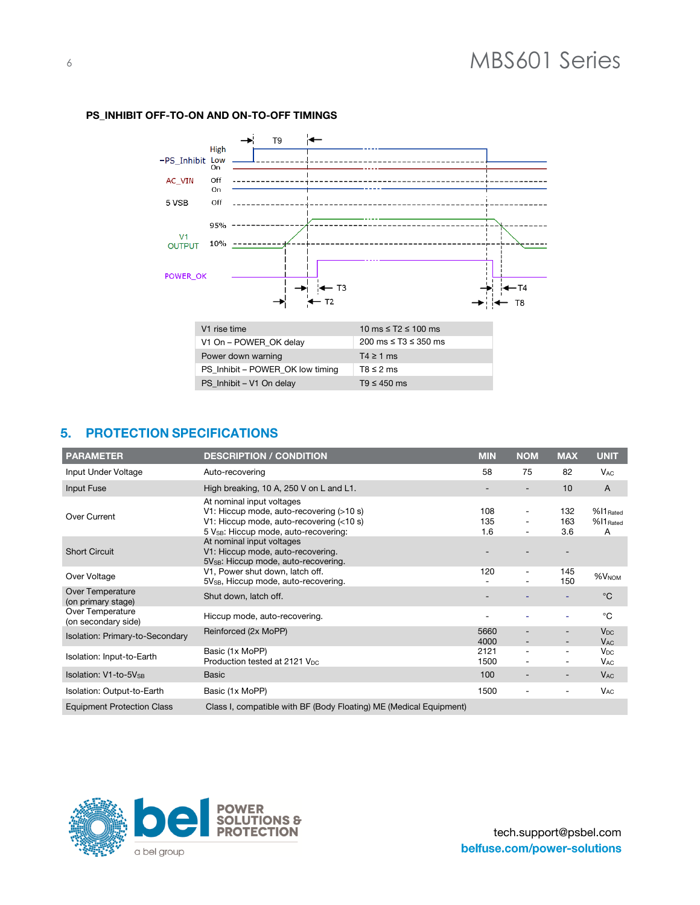**PS_INHIBIT OFF-TO-ON AND ON-TO-OFF TIMINGS**

| | |
|---|---|
| V1 rise time | 10 ms ≤ T2 ≤ 100 ms |
| V1 On – POWER_OK delay | 200 ms ≤ T3 ≤ 350 ms |
| Power down warning | T4 ≥ 1 ms |
| PS_Inhibit – POWER_OK low timing | T8 ≤ 2 ms |
| PS_Inhibit – V1 On delay | T9 ≤ 450 ms |

## 5. PROTECTION SPECIFICATIONS

| PARAMETER | DESCRIPTION / CONDITION | MIN | NOM | MAX | UNIT |
|---|---|---|---|---|---|
| Input Under Voltage | Auto-recovering | 58 | 75 | 82 | $V_{AC}$ |
| Input Fuse | High breaking, 10 A, 250 V on L and L1. | - | - | 10 | A |
| Over Current | At nominal input voltages<br>V1: Hiccup mode, auto-recovering (>10 s)<br>V1: Hiccup mode, auto-recovering (<10 s)<br>5 $V_{SB}$: Hiccup mode, auto-recovering: | <br>108<br>135<br>1.6 | <br>-<br>-<br>- | <br>132<br>163<br>3.6 | <br>$\%I1_{Rated}$<br>$\%I1_{Rated}$<br>A |
| Short Circuit | At nominal input voltages<br>V1: Hiccup mode, auto-recovering.<br>5$V_{SB}$: Hiccup mode, auto-recovering. | - | - | - | |
| Over Voltage | V1, Power shut down, latch off.<br>5$V_{SB}$, Hiccup mode, auto-recovering. | 120<br>- | -<br>- | 145<br>150 | $\%V_{NOM}$ |
| Over Temperature (on primary stage) | Shut down, latch off. | - | - | - | °C |
| Over Temperature (on secondary side) | Hiccup mode, auto-recovering. | - | - | - | °C |
| Isolation: Primary-to-Secondary | Reinforced (2x MoPP) | 5660<br>4000 | -<br>- | -<br>- | $V_{DC}$<br>$V_{AC}$ |
| Isolation: Input-to-Earth | Basic (1x MoPP)<br>Production tested at 2121 $V_{DC}$ | 2121<br>1500 | -<br>- | -<br>- | $V_{DC}$<br>$V_{AC}$ |
| Isolation: V1-to-5$V_{SB}$ | Basic | 100 | - | - | $V_{AC}$ |
| Isolation: Output-to-Earth | Basic (1x MoPP) | 1500 | - | - | $V_{AC}$ |
| Equipment Protection Class | Class I, compatible with BF (Body Floating) ME (Medical Equipment) | | | | |

tech.support@psbel.com
belfuse.com/power-solutions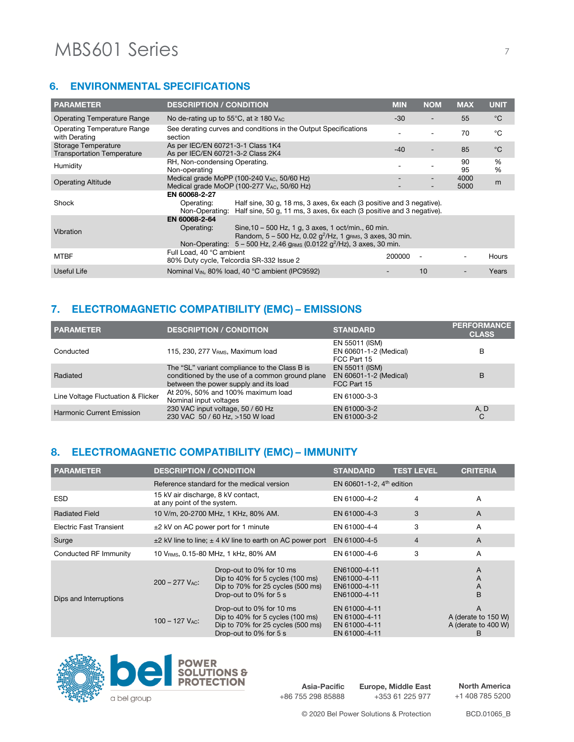## 6. ENVIRONMENTAL SPECIFICATIONS

| PARAMETER | DESCRIPTION / CONDITION | MIN | NOM | MAX | UNIT |
|---|---|---|---|---|---|
| Operating Temperature Range | No de-rating up to 55°C, at ≥ 180 $V_{AC}$ | -30 | - | 55 | °C |
| Operating Temperature Range with Derating | See derating curves and conditions in the Output Specifications section | - | - | 70 | °C |
| Storage Temperature<br>Transportation Temperature | As per IEC/EN 60721-3-1 Class 1K4<br>As per IEC/EN 60721-3-2 Class 2K4 | -40 | - | 85 | °C |
| Humidity | RH, Non-condensing Operating.<br>Non-operating | - | - | 90<br>95 | %<br>% |
| Operating Altitude | Medical grade MoPP (100-240 $V_{AC}$, 50/60 Hz)<br>Medical grade MoOP (100-277 $V_{AC}$, 50/60 Hz) | -<br>- | -<br>- | 4000<br>5000 | m |
| Shock | **EN 60068-2-27**<br>Operating: Half sine, 30 g, 18 ms, 3 axes, 6x each (3 positive and 3 negative).<br>Non-Operating: Half sine, 50 g, 11 ms, 3 axes, 6x each (3 positive and 3 negative). | | | | |
| Vibration | **EN 60068-2-64**<br>Operating: Sine,10 – 500 Hz, 1 g, 3 axes, 1 oct/min., 60 min.<br>Random, 5 – 500 Hz, 0.02 $g^2$/Hz, 1 $g_{RMS}$, 3 axes, 30 min.<br>Non-Operating: 5 – 500 Hz, 2.46 $g_{RMS}$ (0.0122 $g^2$/Hz), 3 axes, 30 min. | | | | |
| MTBF | Full Load, 40 °C ambient<br>80% Duty cycle, Telcordia SR-332 Issue 2 | 200000 | - | - | Hours |
| Useful Life | Nominal $V_{IN}$, 80% load, 40 °C ambient (IPC9592) | - | 10 | - | Years |

## 7. ELECTROMAGNETIC COMPATIBILITY (EMC) – EMISSIONS

| PARAMETER | DESCRIPTION / CONDITION | STANDARD | PERFORMANCE CLASS |
|---|---|---|---|
| Conducted | 115, 230, 277 $V_{RMS}$, Maximum load | EN 55011 (ISM)<br>EN 60601-1-2 (Medical)<br>FCC Part 15 | B |
| Radiated | The "SL" variant compliance to the Class B is conditioned by the use of a common ground plane between the power supply and its load | EN 55011 (ISM)<br>EN 60601-1-2 (Medical)<br>FCC Part 15 | B |
| Line Voltage Fluctuation & Flicker | At 20%, 50% and 100% maximum load<br>Nominal input voltages | EN 61000-3-3 | |
| Harmonic Current Emission | 230 VAC input voltage, 50 / 60 Hz<br>230 VAC 50 / 60 Hz, >150 W load | EN 61000-3-2<br>EN 61000-3-2 | A, D<br>C |

## 8. ELECTROMAGNETIC COMPATIBILITY (EMC) – IMMUNITY

| PARAMETER | DESCRIPTION / CONDITION | | STANDARD | TEST LEVEL | CRITERIA |
|---|---|---|---|---|---|
| | Reference standard for the medical version | | EN 60601-1-2, 4th edition | | |
| ESD | 15 kV air discharge, 8 kV contact, at any point of the system. | | EN 61000-4-2 | 4 | A |
| Radiated Field | 10 V/m, 20-2700 MHz, 1 KHz, 80% AM. | | EN 61000-4-3 | 3 | A |
| Electric Fast Transient | ±2 kV on AC power port for 1 minute | | EN 61000-4-4 | 3 | A |
| Surge | ±2 kV line to line; ± 4 kV line to earth on AC power port | | EN 61000-4-5 | 4 | A |
| Conducted RF Immunity | 10 $V_{RMS}$, 0.15-80 MHz, 1 kHz, 80% AM | | EN 61000-4-6 | 3 | A |
| Dips and Interruptions | 200 – 277 $V_{AC}$: | Drop-out to 0% for 10 ms<br>Dip to 40% for 5 cycles (100 ms)<br>Dip to 70% for 25 cycles (500 ms)<br>Drop-out to 0% for 5 s | EN61000-4-11<br>EN61000-4-11<br>EN61000-4-11<br>EN61000-4-11 | | A<br>A<br>A<br>B |
| | 100 – 127 $V_{AC}$: | Drop-out to 0% for 10 ms<br>Dip to 40% for 5 cycles (100 ms)<br>Dip to 70% for 25 cycles (500 ms)<br>Drop-out to 0% for 5 s | EN 61000-4-11<br>EN 61000-4-11<br>EN 61000-4-11<br>EN 61000-4-11 | | A<br>A (derate to 150 W)<br>A (derate to 400 W)<br>B |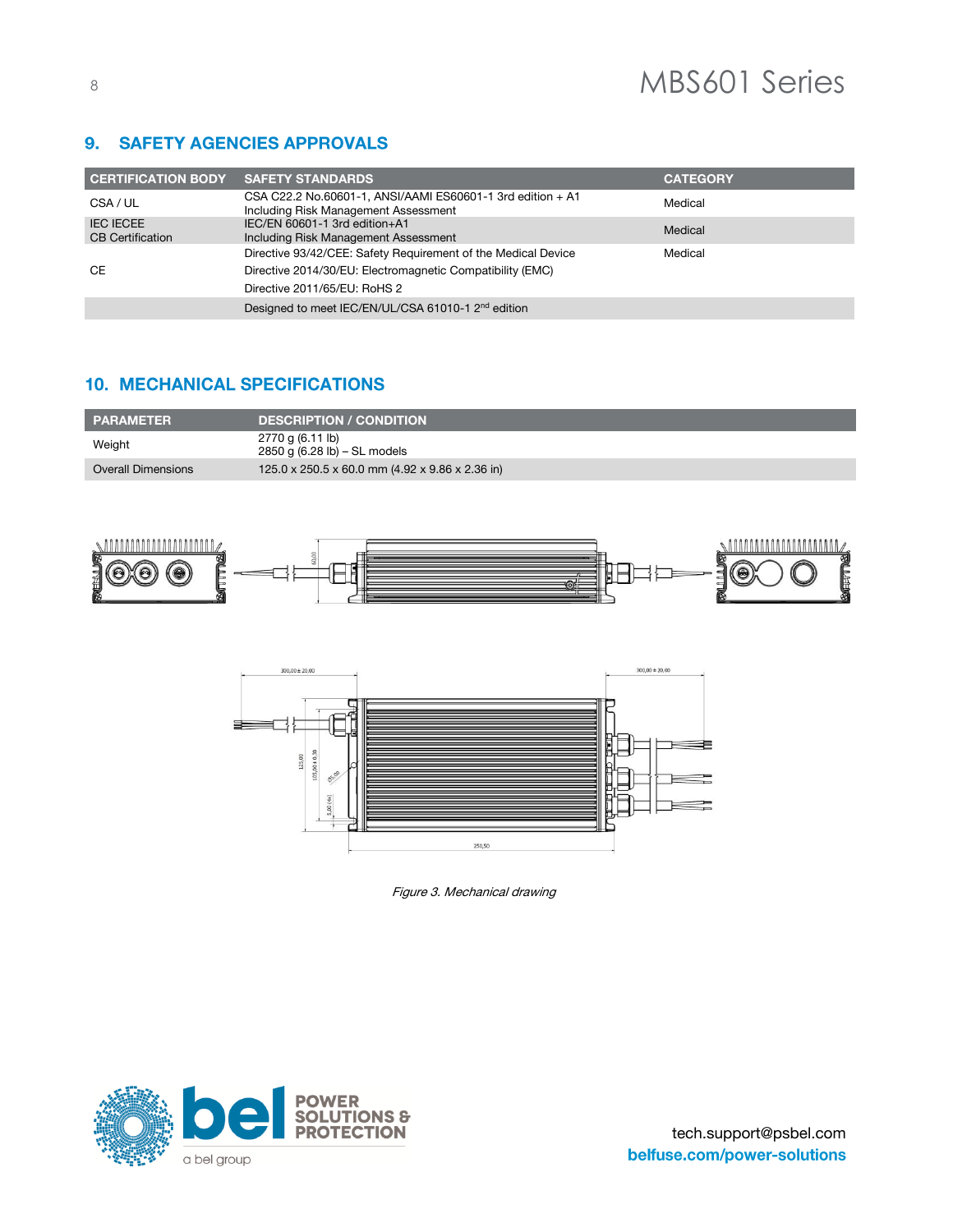## 9. SAFETY AGENCIES APPROVALS

| CERTIFICATION BODY | SAFETY STANDARDS | CATEGORY |
|---|---|---|
| CSA / UL | CSA C22.2 No.60601-1, ANSI/AAMI ES60601-1 3rd edition + A1 Including Risk Management Assessment | Medical |
| IEC IECEE CB Certification | IEC/EN 60601-1 3rd edition+A1 Including Risk Management Assessment | Medical |
| CE | Directive 93/42/CEE: Safety Requirement of the Medical Device | Medical |
| | Directive 2014/30/EU: Electromagnetic Compatibility (EMC) | |
| | Directive 2011/65/EU: RoHS 2 | |
| | Designed to meet IEC/EN/UL/CSA 61010-1 2nd edition | |

## 10. MECHANICAL SPECIFICATIONS

| PARAMETER | DESCRIPTION / CONDITION |
|---|---|
| Weight | 2770 g (6.11 lb)<br>2850 g (6.28 lb) – SL models |
| Overall Dimensions | 125.0 x 250.5 x 60.0 mm (4.92 x 9.86 x 2.36 in) |

*Figure 3. Mechanical drawing*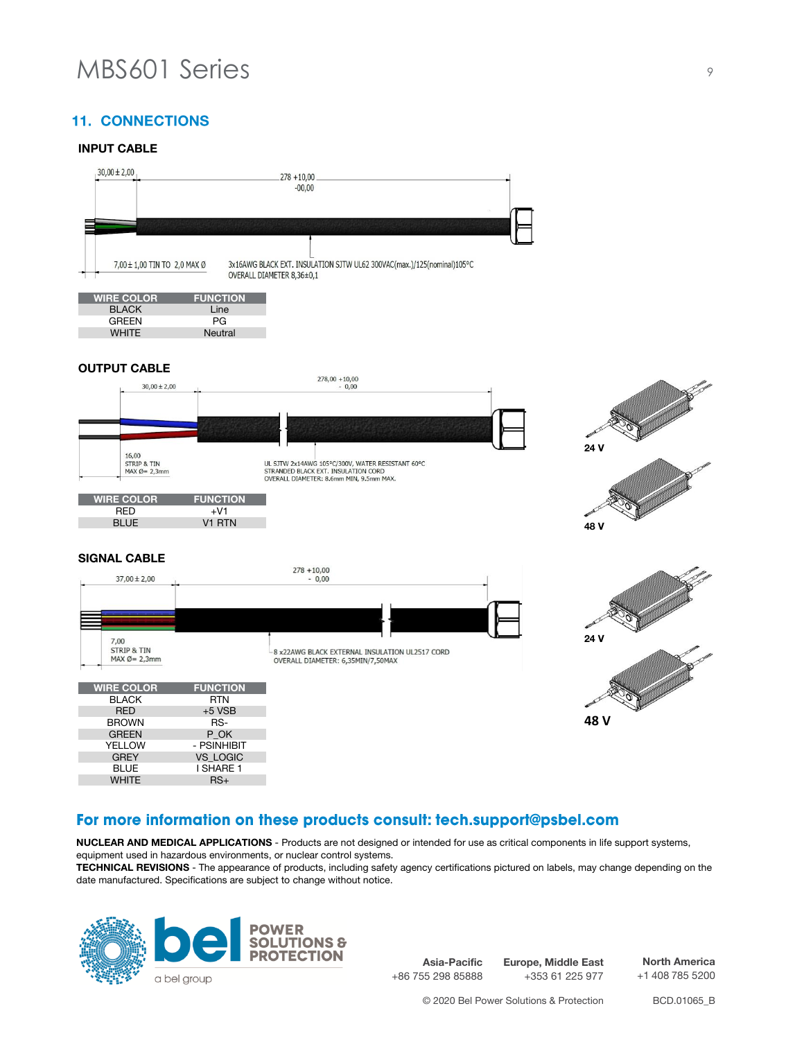## 11. CONNECTIONS

### INPUT CABLE

30,00 ± 2,00

278 +10,00
-00,00

7,00 ± 1,00 TIN TO 2,0 MAX Ø

3x16AWG BLACK EXT. INSULATION SJTW UL62 300VAC(max.)/125(nominal)105°C
OVERALL DIAMETER 8,36±0,1

| WIRE COLOR | FUNCTION |
|---|---|
| BLACK | Line |
| GREEN | PG |
| WHITE | Neutral |

### OUTPUT CABLE

30,00 ± 2,00

278,00 +10,00
- 0,00

16,00
STRIP & TIN
MAX Ø= 2,3mm

UL SJTW 2x14AWG 105°C/300V, WATER RESISTANT 60°C
STRANDED BLACK EXT. INSULATION CORD
OVERALL DIAMETER: 8.6mm MIN, 9.5mm MAX.

| WIRE COLOR | FUNCTION |
|---|---|
| RED | +V1 |
| BLUE | V1 RTN |

24 V

48 V

### SIGNAL CABLE

37,00 ± 2,00

278 +10,00
- 0,00

7,00
STRIP & TIN
MAX Ø= 2,3mm

8 x22AWG BLACK EXTERNAL INSULATION UL2517 CORD
OVERALL DIAMETER: 6,35MIN/7,50MAX

| WIRE COLOR | FUNCTION |
|---|---|
| BLACK | RTN |
| RED | +5 VSB |
| BROWN | RS- |
| GREEN | P_OK |
| YELLOW | - PSINHIBIT |
| GREY | VS_LOGIC |
| BLUE | I SHARE 1 |
| WHITE | RS+ |

24 V

48 V

## For more information on these products consult: tech.support@psbel.com

**NUCLEAR AND MEDICAL APPLICATIONS** - Products are not designed or intended for use as critical components in life support systems, equipment used in hazardous environments, or nuclear control systems.

**TECHNICAL REVISIONS** - The appearance of products, including safety agency certifications pictured on labels, may change depending on the date manufactured. Specifications are subject to change without notice.

bel POWER SOLUTIONS & PROTECTION
a bel group

| Asia-Pacific | Europe, Middle East | North America |
|---|---|---|
| +86 755 298 85888 | +353 61 225 977 | +1 408 785 5200 |

© 2020 Bel Power Solutions & Protection

BCD.01065_B